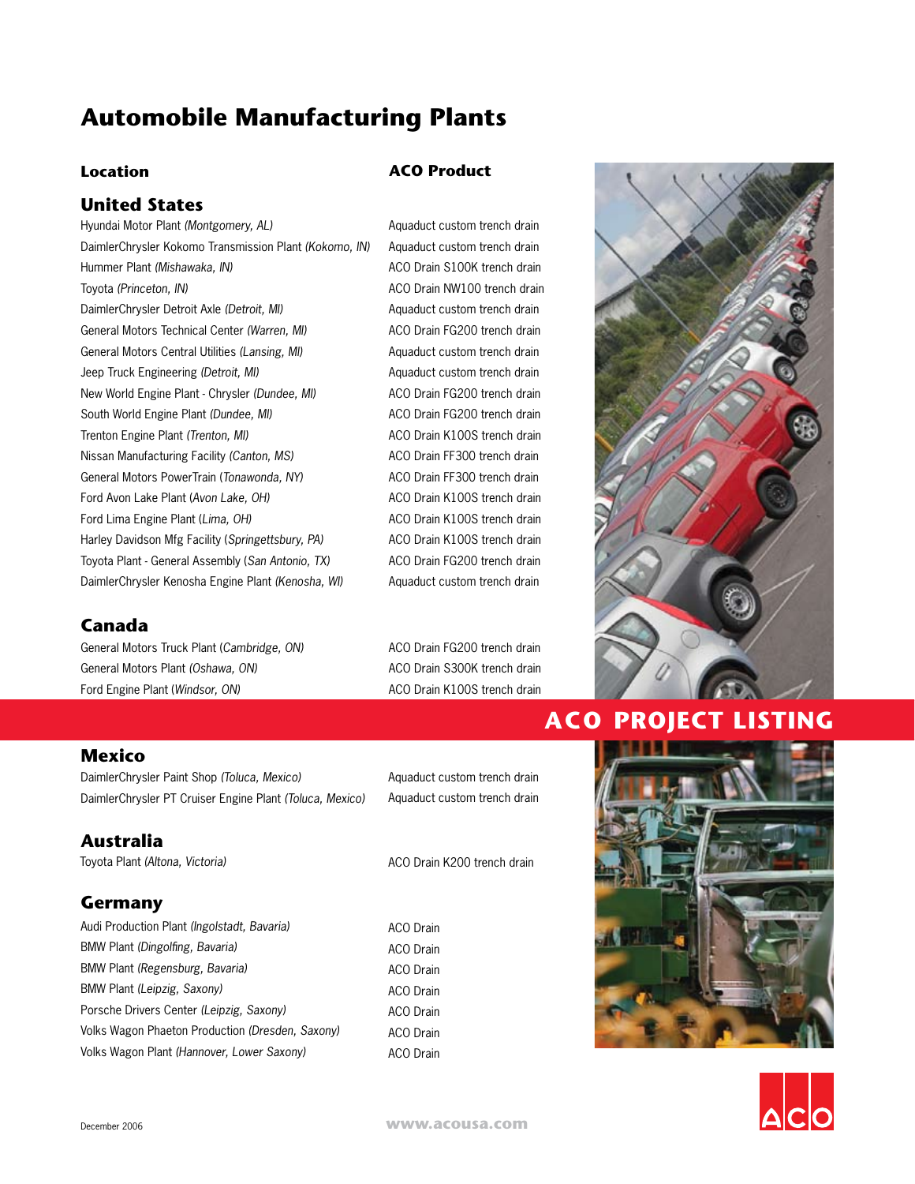# Automobile Manufacturing Plants

| Location | ACO Product |
|---|---|
| **United States** | |
| Hyundai Motor Plant *(Montgomery, AL)* | Aquaduct custom trench drain |
| DaimlerChrysler Kokomo Transmission Plant *(Kokomo, IN)* | Aquaduct custom trench drain |
| Hummer Plant *(Mishawaka, IN)* | ACO Drain S100K trench drain |
| Toyota *(Princeton, IN)* | ACO Drain NW100 trench drain |
| DaimlerChrysler Detroit Axle *(Detroit, MI)* | Aquaduct custom trench drain |
| General Motors Technical Center *(Warren, MI)* | ACO Drain FG200 trench drain |
| General Motors Central Utilities *(Lansing, MI)* | Aquaduct custom trench drain |
| Jeep Truck Engineering *(Detroit, MI)* | Aquaduct custom trench drain |
| New World Engine Plant - Chrysler *(Dundee, MI)* | ACO Drain FG200 trench drain |
| South World Engine Plant *(Dundee, MI)* | ACO Drain FG200 trench drain |
| Trenton Engine Plant *(Trenton, MI)* | ACO Drain K100S trench drain |
| Nissan Manufacturing Facility *(Canton, MS)* | ACO Drain FF300 trench drain |
| General Motors PowerTrain (*Tonawonda, NY*) | ACO Drain FF300 trench drain |
| Ford Avon Lake Plant (*Avon Lake, OH*) | ACO Drain K100S trench drain |
| Ford Lima Engine Plant (*Lima, OH*) | ACO Drain K100S trench drain |
| Harley Davidson Mfg Facility (*Springettsbury, PA*) | ACO Drain K100S trench drain |
| Toyota Plant - General Assembly (*San Antonio, TX*) | ACO Drain FG200 trench drain |
| DaimlerChrysler Kenosha Engine Plant *(Kenosha, WI)* | Aquaduct custom trench drain |
| **Canada** | |
| General Motors Truck Plant (*Cambridge, ON*) | ACO Drain FG200 trench drain |
| General Motors Plant *(Oshawa, ON)* | ACO Drain S300K trench drain |
| Ford Engine Plant (*Windsor, ON*) | ACO Drain K100S trench drain |
| **Mexico** | |
| DaimlerChrysler Paint Shop *(Toluca, Mexico)* | Aquaduct custom trench drain |
| DaimlerChrysler PT Cruiser Engine Plant *(Toluca, Mexico)* | Aquaduct custom trench drain |
| **Australia** | |
| Toyota Plant *(Altona, Victoria)* | ACO Drain K200 trench drain |
| **Germany** | |
| Audi Production Plant *(Ingolstadt, Bavaria)* | ACO Drain |
| BMW Plant *(Dingolfing, Bavaria)* | ACO Drain |
| BMW Plant *(Regensburg, Bavaria)* | ACO Drain |
| BMW Plant *(Leipzig, Saxony)* | ACO Drain |
| Porsche Drivers Center *(Leipzig, Saxony)* | ACO Drain |
| Volks Wagon Phaeton Production *(Dresden, Saxony)* | ACO Drain |
| Volks Wagon Plant *(Hannover, Lower Saxony)* | ACO Drain |

**ACO PROJECT LISTING**

December 2006

www.acousa.com

ACO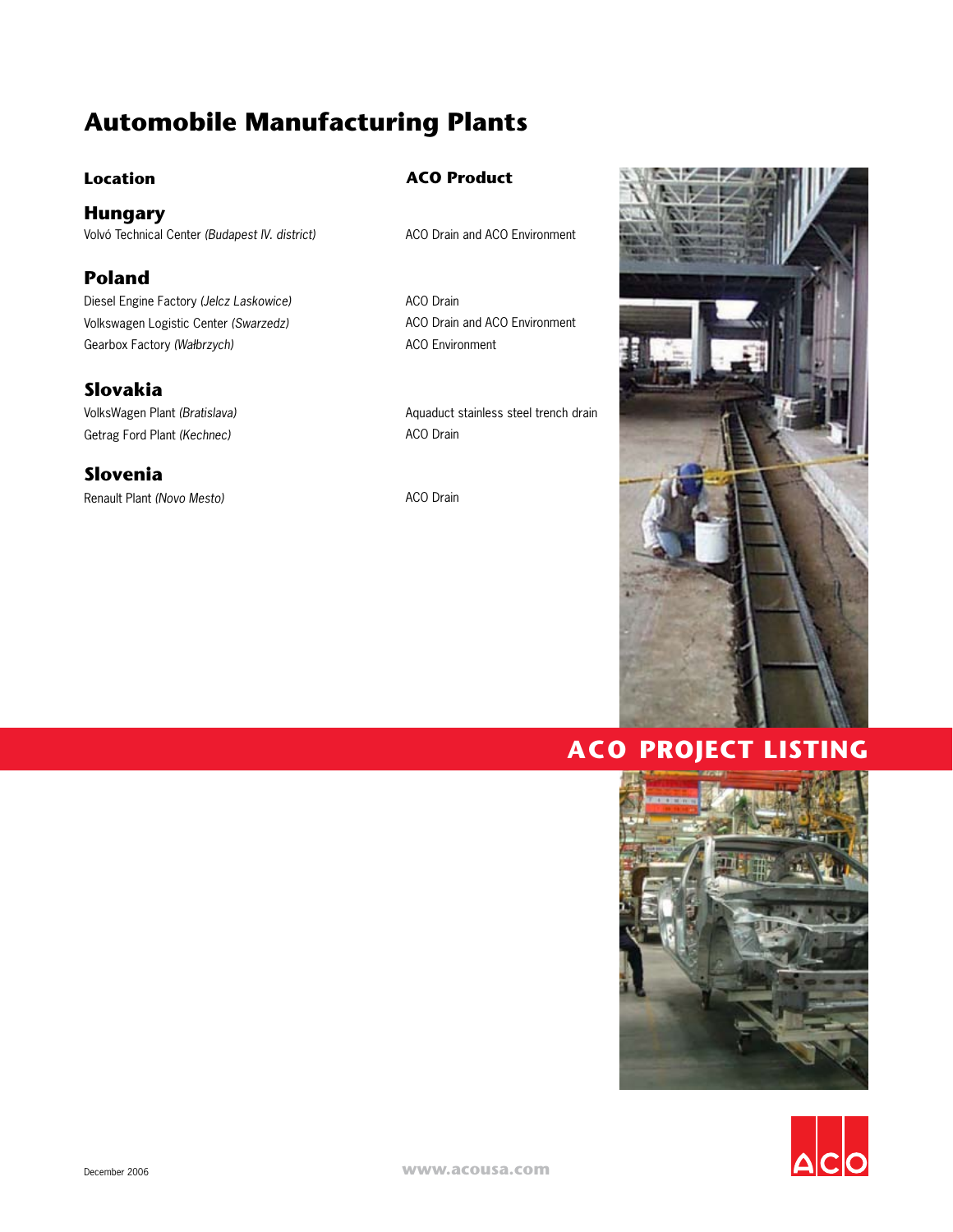# Automobile Manufacturing Plants

| Location | ACO Product |
|---|---|
| **Hungary** | |
| Volvó Technical Center *(Budapest IV. district)* | ACO Drain and ACO Environment |
| **Poland** | |
| Diesel Engine Factory *(Jelcz Laskowice)* | ACO Drain |
| Volkswagen Logistic Center *(Swarzedz)* | ACO Drain and ACO Environment |
| Gearbox Factory *(Wałbrzych)* | ACO Environment |
| **Slovakia** | |
| VolksWagen Plant *(Bratislava)* | Aquaduct stainless steel trench drain |
| Getrag Ford Plant *(Kechnec)* | ACO Drain |
| **Slovenia** | |
| Renault Plant *(Novo Mesto)* | ACO Drain |

**ACO PROJECT LISTING**

December 2006

www.acousa.com